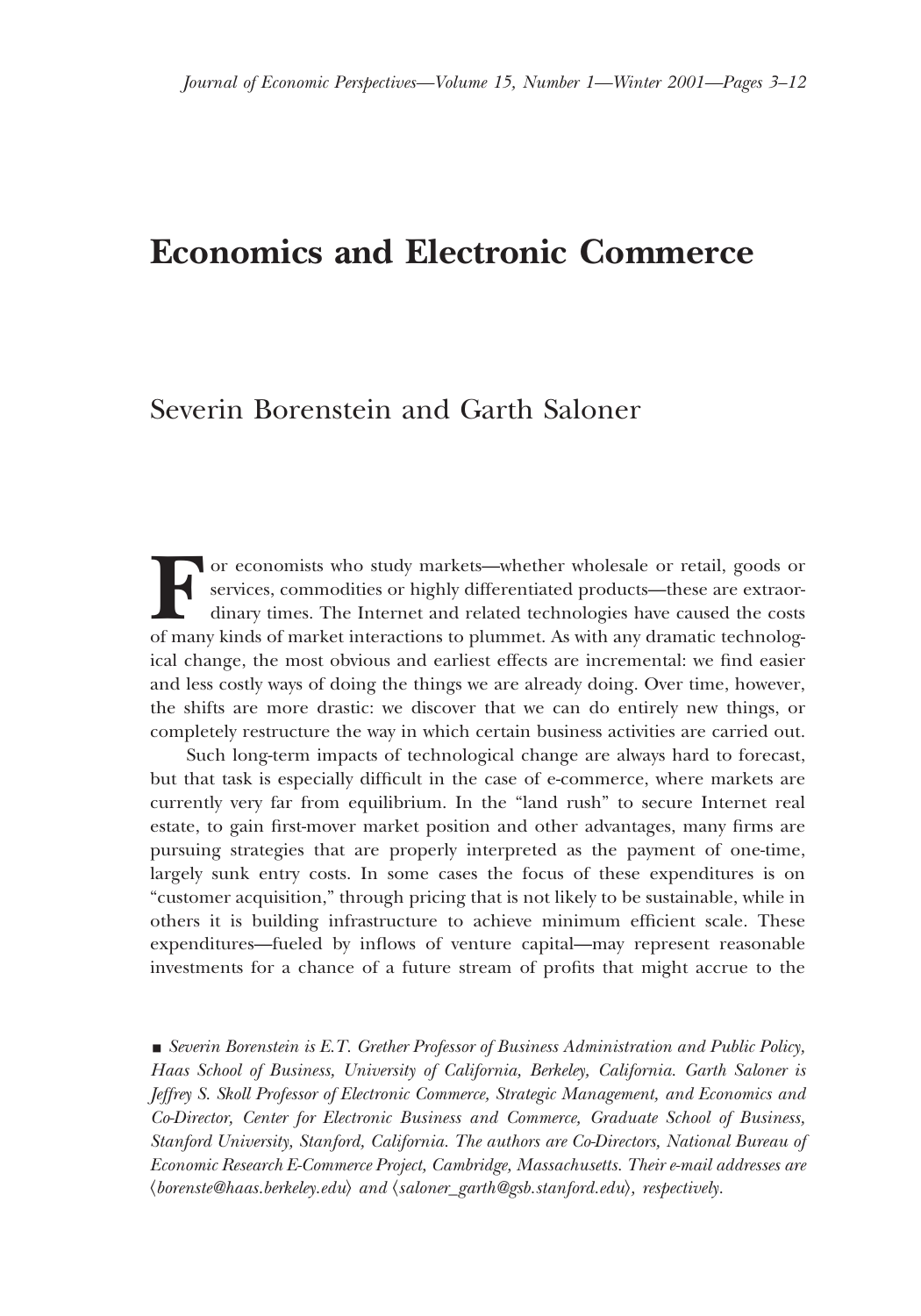# Economics and Electronic Commerce

## Severin Borenstein and Garth Saloner

For economists who study markets—whether wholesale or retail, goods or services, commodities or highly differentiated products—these are extraordinary times. The Internet and related technologies have caused the costs of many kinds of market interactions to plummet. As with any dramatic technological change, the most obvious and earliest effects are incremental: we find easier and less costly ways of doing the things we are already doing. Over time, however, the shifts are more drastic: we discover that we can do entirely new things, or completely restructure the way in which certain business activities are carried out.

Such long-term impacts of technological change are always hard to forecast, but that task is especially difficult in the case of e-commerce, where markets are currently very far from equilibrium. In the "land rush" to secure Internet real estate, to gain first-mover market position and other advantages, many firms are pursuing strategies that are properly interpreted as the payment of one-time, largely sunk entry costs. In some cases the focus of these expenditures is on "customer acquisition," through pricing that is not likely to be sustainable, while in others it is building infrastructure to achieve minimum efficient scale. These expenditures—fueled by inflows of venture capital—may represent reasonable investments for a chance of a future stream of profits that might accrue to the

■ *Severin Borenstein is E.T. Grether Professor of Business Administration and Public Policy, Haas School of Business, University of California, Berkeley, California. Garth Saloner is Jeffrey S. Skoll Professor of Electronic Commerce, Strategic Management, and Economics and Co-Director, Center for Electronic Business and Commerce, Graduate School of Business, Stanford University, Stanford, California. The authors are Co-Directors, National Bureau of Economic Research E-Commerce Project, Cambridge, Massachusetts. Their e-mail addresses are ⟨borenste@haas.berkeley.edu⟩ and ⟨saloner_garth@gsb.stanford.edu⟩, respectively.*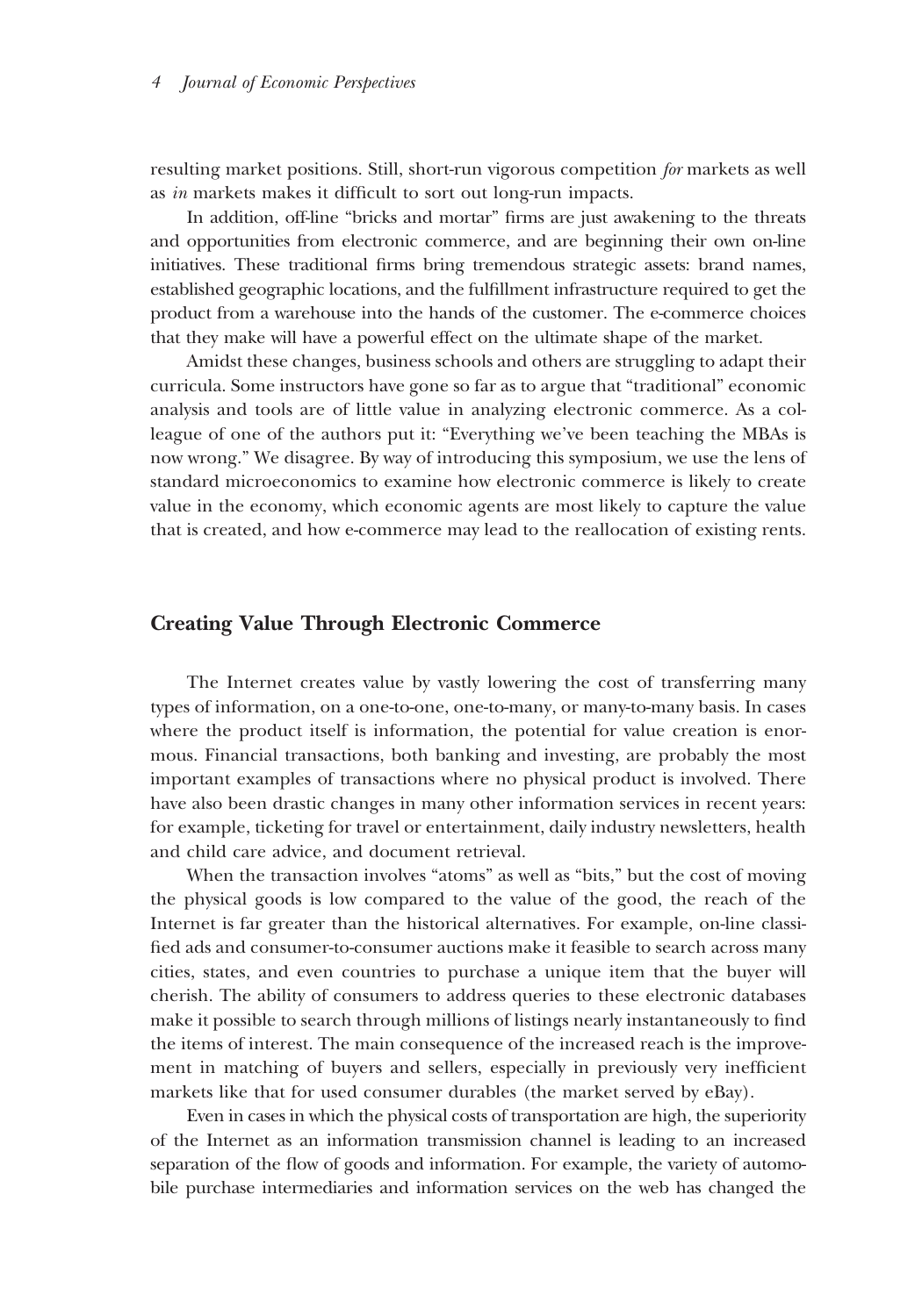resulting market positions. Still, short-run vigorous competition *for* markets as well as *in* markets makes it difficult to sort out long-run impacts.

In addition, off-line "bricks and mortar" firms are just awakening to the threats and opportunities from electronic commerce, and are beginning their own on-line initiatives. These traditional firms bring tremendous strategic assets: brand names, established geographic locations, and the fulfillment infrastructure required to get the product from a warehouse into the hands of the customer. The e-commerce choices that they make will have a powerful effect on the ultimate shape of the market.

Amidst these changes, business schools and others are struggling to adapt their curricula. Some instructors have gone so far as to argue that "traditional" economic analysis and tools are of little value in analyzing electronic commerce. As a colleague of one of the authors put it: "Everything we've been teaching the MBAs is now wrong." We disagree. By way of introducing this symposium, we use the lens of standard microeconomics to examine how electronic commerce is likely to create value in the economy, which economic agents are most likely to capture the value that is created, and how e-commerce may lead to the reallocation of existing rents.

## Creating Value Through Electronic Commerce

The Internet creates value by vastly lowering the cost of transferring many types of information, on a one-to-one, one-to-many, or many-to-many basis. In cases where the product itself is information, the potential for value creation is enormous. Financial transactions, both banking and investing, are probably the most important examples of transactions where no physical product is involved. There have also been drastic changes in many other information services in recent years: for example, ticketing for travel or entertainment, daily industry newsletters, health and child care advice, and document retrieval.

When the transaction involves "atoms" as well as "bits," but the cost of moving the physical goods is low compared to the value of the good, the reach of the Internet is far greater than the historical alternatives. For example, on-line classified ads and consumer-to-consumer auctions make it feasible to search across many cities, states, and even countries to purchase a unique item that the buyer will cherish. The ability of consumers to address queries to these electronic databases make it possible to search through millions of listings nearly instantaneously to find the items of interest. The main consequence of the increased reach is the improvement in matching of buyers and sellers, especially in previously very inefficient markets like that for used consumer durables (the market served by eBay).

Even in cases in which the physical costs of transportation are high, the superiority of the Internet as an information transmission channel is leading to an increased separation of the flow of goods and information. For example, the variety of automobile purchase intermediaries and information services on the web has changed the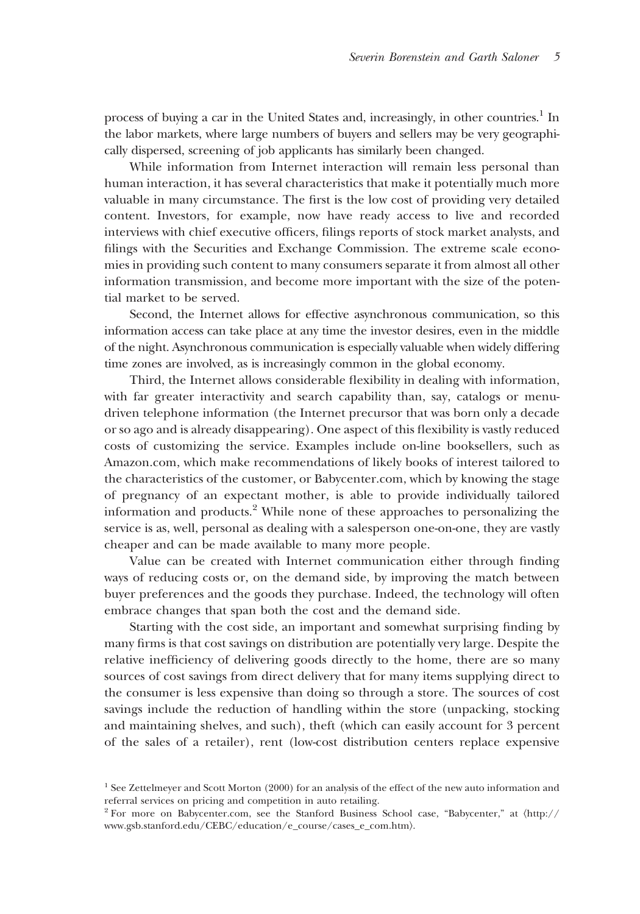process of buying a car in the United States and, increasingly, in other countries.[1] In the labor markets, where large numbers of buyers and sellers may be very geographically dispersed, screening of job applicants has similarly been changed.

While information from Internet interaction will remain less personal than human interaction, it has several characteristics that make it potentially much more valuable in many circumstance. The first is the low cost of providing very detailed content. Investors, for example, now have ready access to live and recorded interviews with chief executive officers, filings reports of stock market analysts, and filings with the Securities and Exchange Commission. The extreme scale economies in providing such content to many consumers separate it from almost all other information transmission, and become more important with the size of the potential market to be served.

Second, the Internet allows for effective asynchronous communication, so this information access can take place at any time the investor desires, even in the middle of the night. Asynchronous communication is especially valuable when widely differing time zones are involved, as is increasingly common in the global economy.

Third, the Internet allows considerable flexibility in dealing with information, with far greater interactivity and search capability than, say, catalogs or menu-driven telephone information (the Internet precursor that was born only a decade or so ago and is already disappearing). One aspect of this flexibility is vastly reduced costs of customizing the service. Examples include on-line booksellers, such as Amazon.com, which make recommendations of likely books of interest tailored to the characteristics of the customer, or Babycenter.com, which by knowing the stage of pregnancy of an expectant mother, is able to provide individually tailored information and products.[2] While none of these approaches to personalizing the service is as, well, personal as dealing with a salesperson one-on-one, they are vastly cheaper and can be made available to many more people.

Value can be created with Internet communication either through finding ways of reducing costs or, on the demand side, by improving the match between buyer preferences and the goods they purchase. Indeed, the technology will often embrace changes that span both the cost and the demand side.

Starting with the cost side, an important and somewhat surprising finding by many firms is that cost savings on distribution are potentially very large. Despite the relative inefficiency of delivering goods directly to the home, there are so many sources of cost savings from direct delivery that for many items supplying direct to the consumer is less expensive than doing so through a store. The sources of cost savings include the reduction of handling within the store (unpacking, stocking and maintaining shelves, and such), theft (which can easily account for 3 percent of the sales of a retailer), rent (low-cost distribution centers replace expensive

[1] See Zettelmeyer and Scott Morton (2000) for an analysis of the effect of the new auto information and referral services on pricing and competition in auto retailing.

[2] For more on Babycenter.com, see the Stanford Business School case, "Babycenter," at ⟨http://www.gsb.stanford.edu/CEBC/education/e_course/cases_e_com.htm⟩.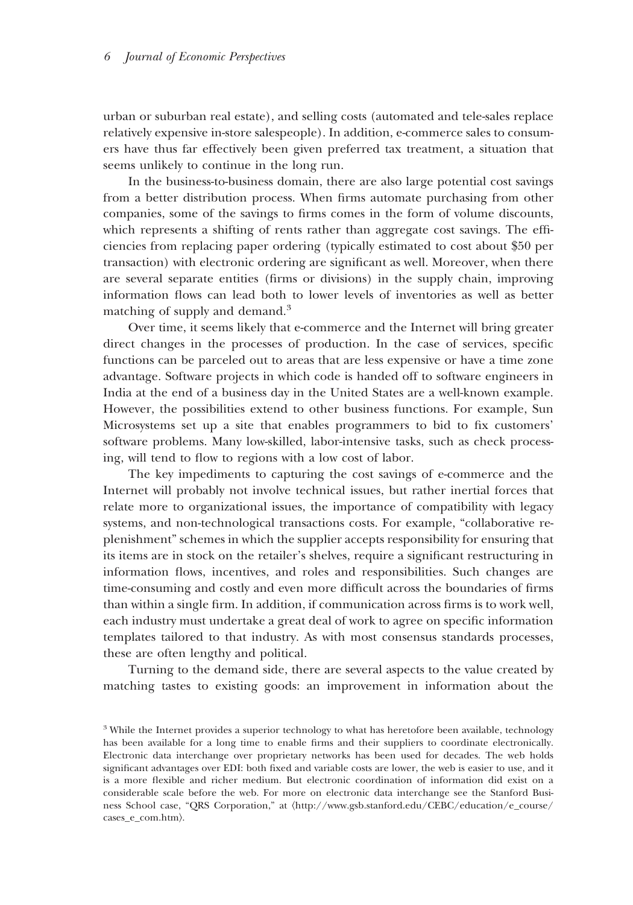urban or suburban real estate), and selling costs (automated and tele-sales replace relatively expensive in-store salespeople). In addition, e-commerce sales to consumers have thus far effectively been given preferred tax treatment, a situation that seems unlikely to continue in the long run.

In the business-to-business domain, there are also large potential cost savings from a better distribution process. When firms automate purchasing from other companies, some of the savings to firms comes in the form of volume discounts, which represents a shifting of rents rather than aggregate cost savings. The efficiencies from replacing paper ordering (typically estimated to cost about $50 per transaction) with electronic ordering are significant as well. Moreover, when there are several separate entities (firms or divisions) in the supply chain, improving information flows can lead both to lower levels of inventories as well as better matching of supply and demand.[3]

Over time, it seems likely that e-commerce and the Internet will bring greater direct changes in the processes of production. In the case of services, specific functions can be parceled out to areas that are less expensive or have a time zone advantage. Software projects in which code is handed off to software engineers in India at the end of a business day in the United States are a well-known example. However, the possibilities extend to other business functions. For example, Sun Microsystems set up a site that enables programmers to bid to fix customers' software problems. Many low-skilled, labor-intensive tasks, such as check processing, will tend to flow to regions with a low cost of labor.

The key impediments to capturing the cost savings of e-commerce and the Internet will probably not involve technical issues, but rather inertial forces that relate more to organizational issues, the importance of compatibility with legacy systems, and non-technological transactions costs. For example, "collaborative replenishment" schemes in which the supplier accepts responsibility for ensuring that its items are in stock on the retailer's shelves, require a significant restructuring in information flows, incentives, and roles and responsibilities. Such changes are time-consuming and costly and even more difficult across the boundaries of firms than within a single firm. In addition, if communication across firms is to work well, each industry must undertake a great deal of work to agree on specific information templates tailored to that industry. As with most consensus standards processes, these are often lengthy and political.

Turning to the demand side, there are several aspects to the value created by matching tastes to existing goods: an improvement in information about the

[3] While the Internet provides a superior technology to what has heretofore been available, technology has been available for a long time to enable firms and their suppliers to coordinate electronically. Electronic data interchange over proprietary networks has been used for decades. The web holds significant advantages over EDI: both fixed and variable costs are lower, the web is easier to use, and it is a more flexible and richer medium. But electronic coordination of information did exist on a considerable scale before the web. For more on electronic data interchange see the Stanford Business School case, "QRS Corporation," at ⟨http://www.gsb.stanford.edu/CEBC/education/e_course/cases_e_com.htm⟩.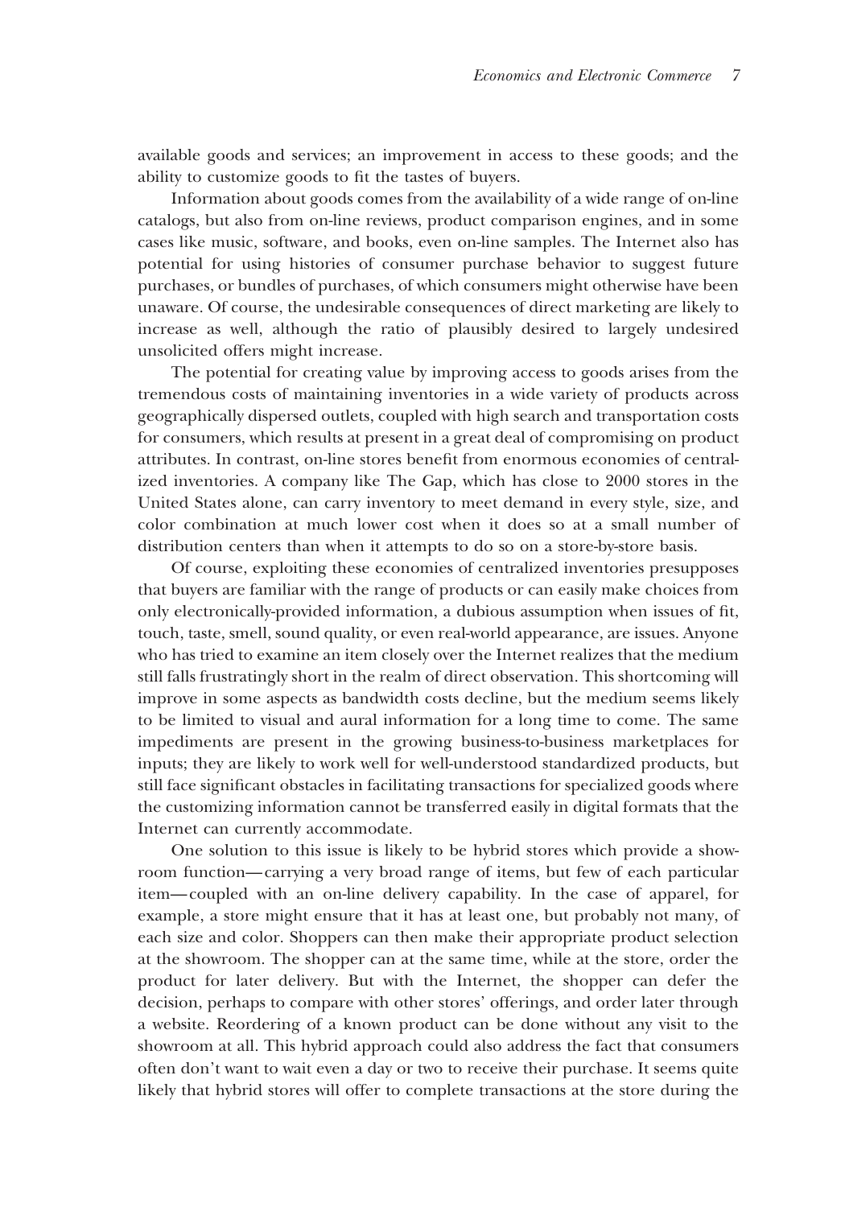available goods and services; an improvement in access to these goods; and the ability to customize goods to fit the tastes of buyers.

Information about goods comes from the availability of a wide range of on-line catalogs, but also from on-line reviews, product comparison engines, and in some cases like music, software, and books, even on-line samples. The Internet also has potential for using histories of consumer purchase behavior to suggest future purchases, or bundles of purchases, of which consumers might otherwise have been unaware. Of course, the undesirable consequences of direct marketing are likely to increase as well, although the ratio of plausibly desired to largely undesired unsolicited offers might increase.

The potential for creating value by improving access to goods arises from the tremendous costs of maintaining inventories in a wide variety of products across geographically dispersed outlets, coupled with high search and transportation costs for consumers, which results at present in a great deal of compromising on product attributes. In contrast, on-line stores benefit from enormous economies of centralized inventories. A company like The Gap, which has close to 2000 stores in the United States alone, can carry inventory to meet demand in every style, size, and color combination at much lower cost when it does so at a small number of distribution centers than when it attempts to do so on a store-by-store basis.

Of course, exploiting these economies of centralized inventories presupposes that buyers are familiar with the range of products or can easily make choices from only electronically-provided information, a dubious assumption when issues of fit, touch, taste, smell, sound quality, or even real-world appearance, are issues. Anyone who has tried to examine an item closely over the Internet realizes that the medium still falls frustratingly short in the realm of direct observation. This shortcoming will improve in some aspects as bandwidth costs decline, but the medium seems likely to be limited to visual and aural information for a long time to come. The same impediments are present in the growing business-to-business marketplaces for inputs; they are likely to work well for well-understood standardized products, but still face significant obstacles in facilitating transactions for specialized goods where the customizing information cannot be transferred easily in digital formats that the Internet can currently accommodate.

One solution to this issue is likely to be hybrid stores which provide a showroom function—carrying a very broad range of items, but few of each particular item—coupled with an on-line delivery capability. In the case of apparel, for example, a store might ensure that it has at least one, but probably not many, of each size and color. Shoppers can then make their appropriate product selection at the showroom. The shopper can at the same time, while at the store, order the product for later delivery. But with the Internet, the shopper can defer the decision, perhaps to compare with other stores' offerings, and order later through a website. Reordering of a known product can be done without any visit to the showroom at all. This hybrid approach could also address the fact that consumers often don't want to wait even a day or two to receive their purchase. It seems quite likely that hybrid stores will offer to complete transactions at the store during the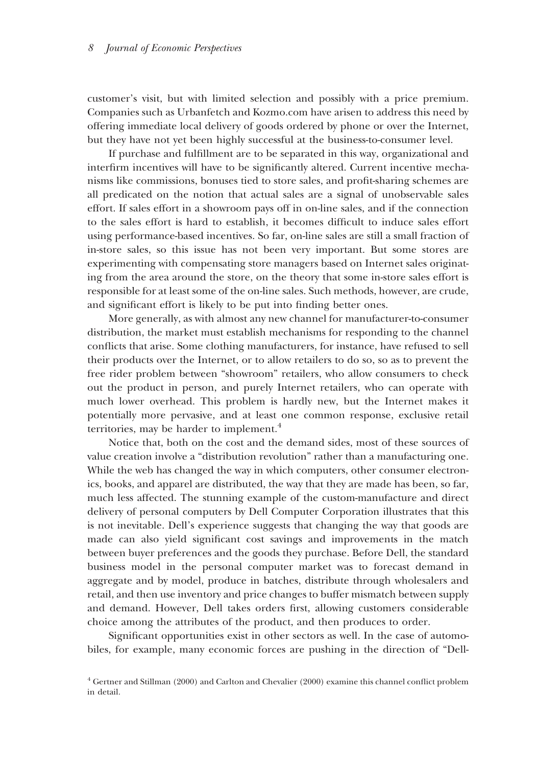customer's visit, but with limited selection and possibly with a price premium. Companies such as Urbanfetch and Kozmo.com have arisen to address this need by offering immediate local delivery of goods ordered by phone or over the Internet, but they have not yet been highly successful at the business-to-consumer level.

If purchase and fulfillment are to be separated in this way, organizational and interfirm incentives will have to be significantly altered. Current incentive mechanisms like commissions, bonuses tied to store sales, and profit-sharing schemes are all predicated on the notion that actual sales are a signal of unobservable sales effort. If sales effort in a showroom pays off in on-line sales, and if the connection to the sales effort is hard to establish, it becomes difficult to induce sales effort using performance-based incentives. So far, on-line sales are still a small fraction of in-store sales, so this issue has not been very important. But some stores are experimenting with compensating store managers based on Internet sales originating from the area around the store, on the theory that some in-store sales effort is responsible for at least some of the on-line sales. Such methods, however, are crude, and significant effort is likely to be put into finding better ones.

More generally, as with almost any new channel for manufacturer-to-consumer distribution, the market must establish mechanisms for responding to the channel conflicts that arise. Some clothing manufacturers, for instance, have refused to sell their products over the Internet, or to allow retailers to do so, so as to prevent the free rider problem between "showroom" retailers, who allow consumers to check out the product in person, and purely Internet retailers, who can operate with much lower overhead. This problem is hardly new, but the Internet makes it potentially more pervasive, and at least one common response, exclusive retail territories, may be harder to implement.[4]

Notice that, both on the cost and the demand sides, most of these sources of value creation involve a "distribution revolution" rather than a manufacturing one. While the web has changed the way in which computers, other consumer electronics, books, and apparel are distributed, the way that they are made has been, so far, much less affected. The stunning example of the custom-manufacture and direct delivery of personal computers by Dell Computer Corporation illustrates that this is not inevitable. Dell's experience suggests that changing the way that goods are made can also yield significant cost savings and improvements in the match between buyer preferences and the goods they purchase. Before Dell, the standard business model in the personal computer market was to forecast demand in aggregate and by model, produce in batches, distribute through wholesalers and retail, and then use inventory and price changes to buffer mismatch between supply and demand. However, Dell takes orders first, allowing customers considerable choice among the attributes of the product, and then produces to order.

Significant opportunities exist in other sectors as well. In the case of automobiles, for example, many economic forces are pushing in the direction of "Dell-

[4] Gertner and Stillman (2000) and Carlton and Chevalier (2000) examine this channel conflict problem in detail.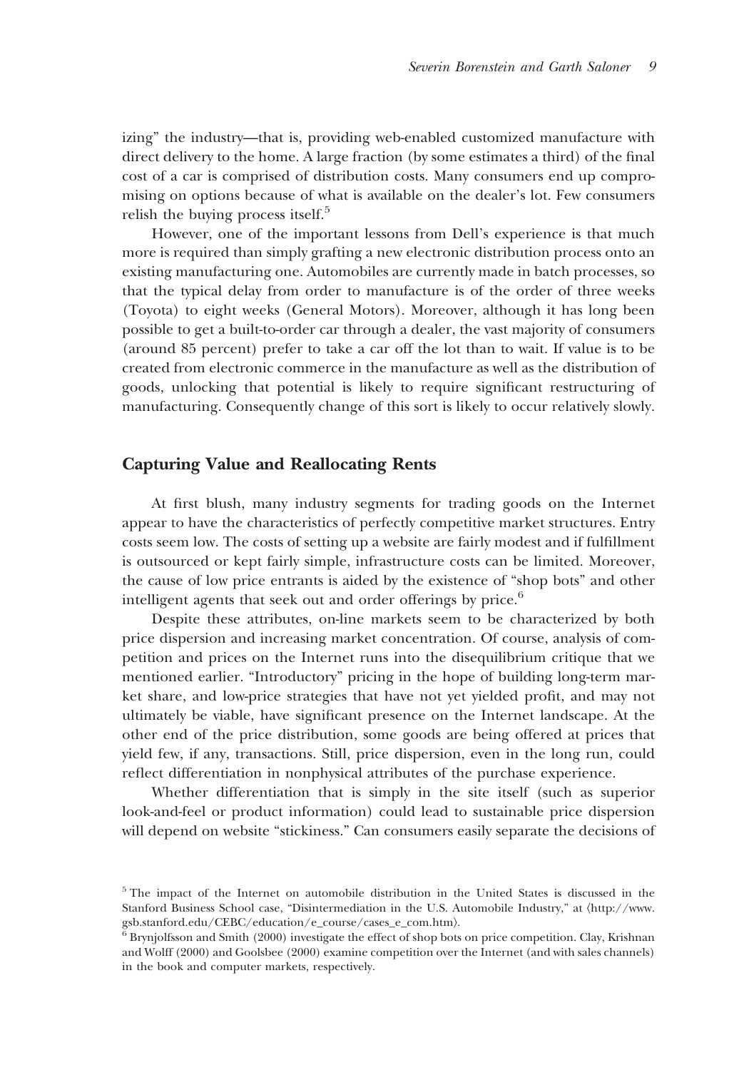izing" the industry—that is, providing web-enabled customized manufacture with direct delivery to the home. A large fraction (by some estimates a third) of the final cost of a car is comprised of distribution costs. Many consumers end up compromising on options because of what is available on the dealer's lot. Few consumers relish the buying process itself.[5]

However, one of the important lessons from Dell's experience is that much more is required than simply grafting a new electronic distribution process onto an existing manufacturing one. Automobiles are currently made in batch processes, so that the typical delay from order to manufacture is of the order of three weeks (Toyota) to eight weeks (General Motors). Moreover, although it has long been possible to get a built-to-order car through a dealer, the vast majority of consumers (around 85 percent) prefer to take a car off the lot than to wait. If value is to be created from electronic commerce in the manufacture as well as the distribution of goods, unlocking that potential is likely to require significant restructuring of manufacturing. Consequently change of this sort is likely to occur relatively slowly.

## Capturing Value and Reallocating Rents

At first blush, many industry segments for trading goods on the Internet appear to have the characteristics of perfectly competitive market structures. Entry costs seem low. The costs of setting up a website are fairly modest and if fulfillment is outsourced or kept fairly simple, infrastructure costs can be limited. Moreover, the cause of low price entrants is aided by the existence of "shop bots" and other intelligent agents that seek out and order offerings by price.[6]

Despite these attributes, on-line markets seem to be characterized by both price dispersion and increasing market concentration. Of course, analysis of competition and prices on the Internet runs into the disequilibrium critique that we mentioned earlier. "Introductory" pricing in the hope of building long-term market share, and low-price strategies that have not yet yielded profit, and may not ultimately be viable, have significant presence on the Internet landscape. At the other end of the price distribution, some goods are being offered at prices that yield few, if any, transactions. Still, price dispersion, even in the long run, could reflect differentiation in nonphysical attributes of the purchase experience.

Whether differentiation that is simply in the site itself (such as superior look-and-feel or product information) could lead to sustainable price dispersion will depend on website "stickiness." Can consumers easily separate the decisions of

---

[5] The impact of the Internet on automobile distribution in the United States is discussed in the Stanford Business School case, "Disintermediation in the U.S. Automobile Industry," at ⟨http://www.gsb.stanford.edu/CEBC/education/e_course/cases_e_com.htm⟩.

[6] Brynjolfsson and Smith (2000) investigate the effect of shop bots on price competition. Clay, Krishnan and Wolff (2000) and Goolsbee (2000) examine competition over the Internet (and with sales channels) in the book and computer markets, respectively.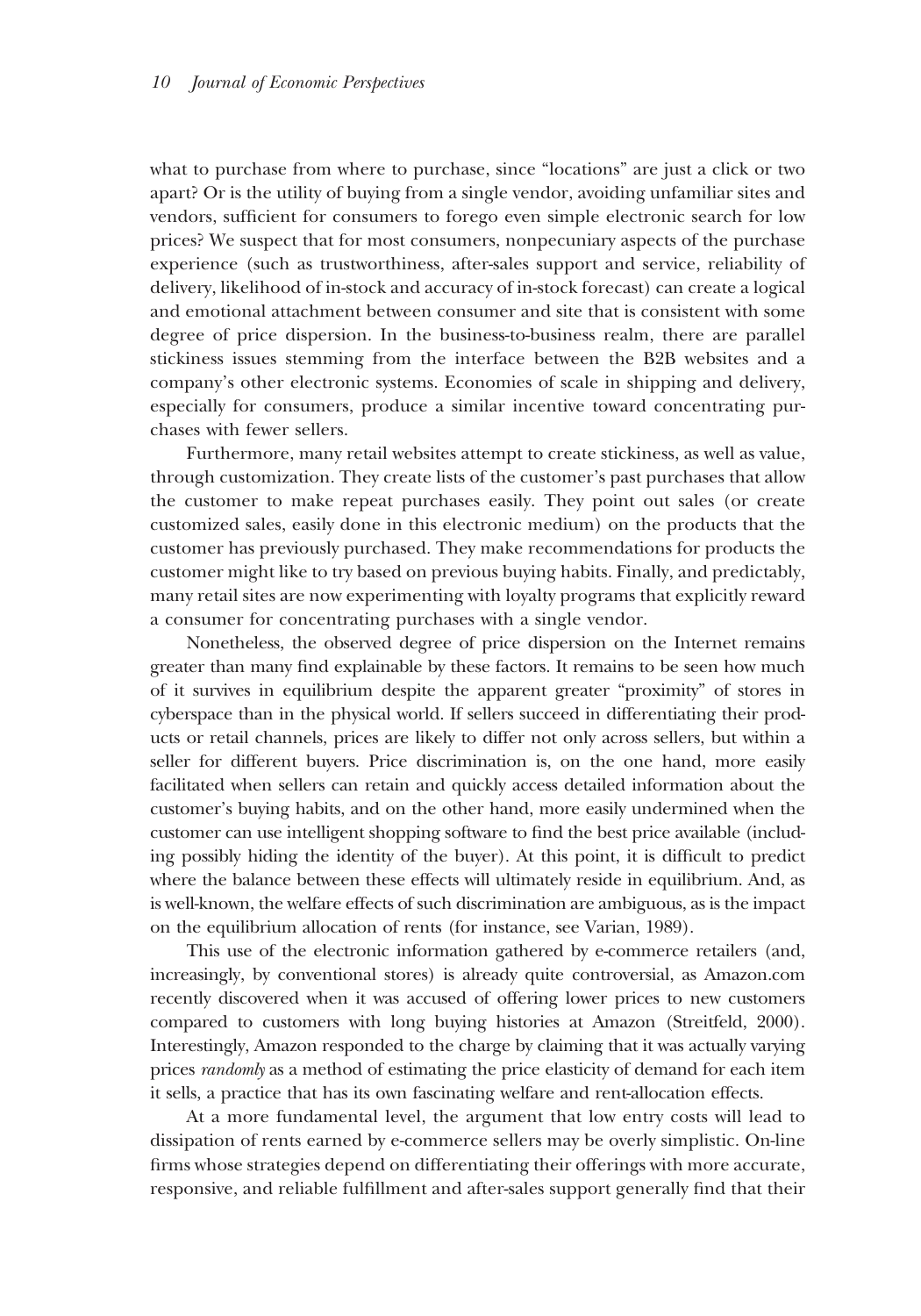what to purchase from where to purchase, since "locations" are just a click or two apart? Or is the utility of buying from a single vendor, avoiding unfamiliar sites and vendors, sufficient for consumers to forego even simple electronic search for low prices? We suspect that for most consumers, nonpecuniary aspects of the purchase experience (such as trustworthiness, after-sales support and service, reliability of delivery, likelihood of in-stock and accuracy of in-stock forecast) can create a logical and emotional attachment between consumer and site that is consistent with some degree of price dispersion. In the business-to-business realm, there are parallel stickiness issues stemming from the interface between the B2B websites and a company's other electronic systems. Economies of scale in shipping and delivery, especially for consumers, produce a similar incentive toward concentrating purchases with fewer sellers.

Furthermore, many retail websites attempt to create stickiness, as well as value, through customization. They create lists of the customer's past purchases that allow the customer to make repeat purchases easily. They point out sales (or create customized sales, easily done in this electronic medium) on the products that the customer has previously purchased. They make recommendations for products the customer might like to try based on previous buying habits. Finally, and predictably, many retail sites are now experimenting with loyalty programs that explicitly reward a consumer for concentrating purchases with a single vendor.

Nonetheless, the observed degree of price dispersion on the Internet remains greater than many find explainable by these factors. It remains to be seen how much of it survives in equilibrium despite the apparent greater "proximity" of stores in cyberspace than in the physical world. If sellers succeed in differentiating their products or retail channels, prices are likely to differ not only across sellers, but within a seller for different buyers. Price discrimination is, on the one hand, more easily facilitated when sellers can retain and quickly access detailed information about the customer's buying habits, and on the other hand, more easily undermined when the customer can use intelligent shopping software to find the best price available (including possibly hiding the identity of the buyer). At this point, it is difficult to predict where the balance between these effects will ultimately reside in equilibrium. And, as is well-known, the welfare effects of such discrimination are ambiguous, as is the impact on the equilibrium allocation of rents (for instance, see Varian, 1989).

This use of the electronic information gathered by e-commerce retailers (and, increasingly, by conventional stores) is already quite controversial, as Amazon.com recently discovered when it was accused of offering lower prices to new customers compared to customers with long buying histories at Amazon (Streitfeld, 2000). Interestingly, Amazon responded to the charge by claiming that it was actually varying prices *randomly* as a method of estimating the price elasticity of demand for each item it sells, a practice that has its own fascinating welfare and rent-allocation effects.

At a more fundamental level, the argument that low entry costs will lead to dissipation of rents earned by e-commerce sellers may be overly simplistic. On-line firms whose strategies depend on differentiating their offerings with more accurate, responsive, and reliable fulfillment and after-sales support generally find that their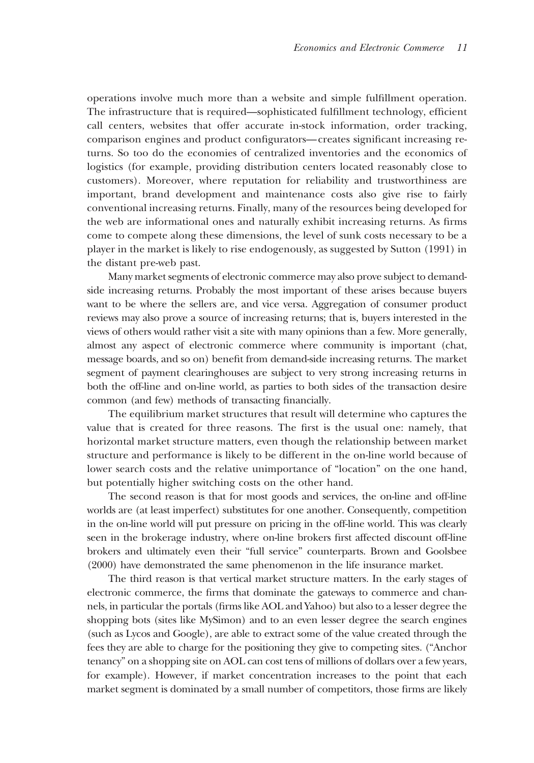operations involve much more than a website and simple fulfillment operation. The infrastructure that is required—sophisticated fulfillment technology, efficient call centers, websites that offer accurate in-stock information, order tracking, comparison engines and product configurators—creates significant increasing returns. So too do the economies of centralized inventories and the economics of logistics (for example, providing distribution centers located reasonably close to customers). Moreover, where reputation for reliability and trustworthiness are important, brand development and maintenance costs also give rise to fairly conventional increasing returns. Finally, many of the resources being developed for the web are informational ones and naturally exhibit increasing returns. As firms come to compete along these dimensions, the level of sunk costs necessary to be a player in the market is likely to rise endogenously, as suggested by Sutton (1991) in the distant pre-web past.

Many market segments of electronic commerce may also prove subject to demand-side increasing returns. Probably the most important of these arises because buyers want to be where the sellers are, and vice versa. Aggregation of consumer product reviews may also prove a source of increasing returns; that is, buyers interested in the views of others would rather visit a site with many opinions than a few. More generally, almost any aspect of electronic commerce where community is important (chat, message boards, and so on) benefit from demand-side increasing returns. The market segment of payment clearinghouses are subject to very strong increasing returns in both the off-line and on-line world, as parties to both sides of the transaction desire common (and few) methods of transacting financially.

The equilibrium market structures that result will determine who captures the value that is created for three reasons. The first is the usual one: namely, that horizontal market structure matters, even though the relationship between market structure and performance is likely to be different in the on-line world because of lower search costs and the relative unimportance of "location" on the one hand, but potentially higher switching costs on the other hand.

The second reason is that for most goods and services, the on-line and off-line worlds are (at least imperfect) substitutes for one another. Consequently, competition in the on-line world will put pressure on pricing in the off-line world. This was clearly seen in the brokerage industry, where on-line brokers first affected discount off-line brokers and ultimately even their "full service" counterparts. Brown and Goolsbee (2000) have demonstrated the same phenomenon in the life insurance market.

The third reason is that vertical market structure matters. In the early stages of electronic commerce, the firms that dominate the gateways to commerce and channels, in particular the portals (firms like AOL and Yahoo) but also to a lesser degree the shopping bots (sites like MySimon) and to an even lesser degree the search engines (such as Lycos and Google), are able to extract some of the value created through the fees they are able to charge for the positioning they give to competing sites. ("Anchor tenancy" on a shopping site on AOL can cost tens of millions of dollars over a few years, for example). However, if market concentration increases to the point that each market segment is dominated by a small number of competitors, those firms are likely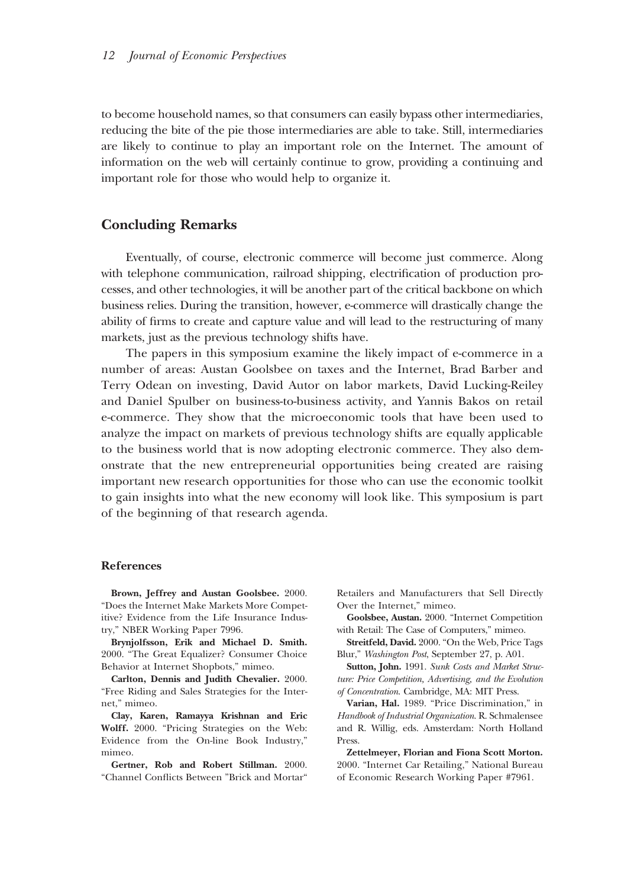to become household names, so that consumers can easily bypass other intermediaries, reducing the bite of the pie those intermediaries are able to take. Still, intermediaries are likely to continue to play an important role on the Internet. The amount of information on the web will certainly continue to grow, providing a continuing and important role for those who would help to organize it.

## Concluding Remarks

Eventually, of course, electronic commerce will become just commerce. Along with telephone communication, railroad shipping, electrification of production processes, and other technologies, it will be another part of the critical backbone on which business relies. During the transition, however, e-commerce will drastically change the ability of firms to create and capture value and will lead to the restructuring of many markets, just as the previous technology shifts have.

The papers in this symposium examine the likely impact of e-commerce in a number of areas: Austan Goolsbee on taxes and the Internet, Brad Barber and Terry Odean on investing, David Autor on labor markets, David Lucking-Reiley and Daniel Spulber on business-to-business activity, and Yannis Bakos on retail e-commerce. They show that the microeconomic tools that have been used to analyze the impact on markets of previous technology shifts are equally applicable to the business world that is now adopting electronic commerce. They also demonstrate that the new entrepreneurial opportunities being created are raising important new research opportunities for those who can use the economic toolkit to gain insights into what the new economy will look like. This symposium is part of the beginning of that research agenda.

### References

**Brown, Jeffrey and Austan Goolsbee.** 2000. "Does the Internet Make Markets More Competitive? Evidence from the Life Insurance Industry," NBER Working Paper 7996.

**Brynjolfsson, Erik and Michael D. Smith.** 2000. "The Great Equalizer? Consumer Choice Behavior at Internet Shopbots," mimeo.

**Carlton, Dennis and Judith Chevalier.** 2000. "Free Riding and Sales Strategies for the Internet," mimeo.

**Clay, Karen, Ramayya Krishnan and Eric Wolff.** 2000. "Pricing Strategies on the Web: Evidence from the On-line Book Industry," mimeo.

**Gertner, Rob and Robert Stillman.** 2000. "Channel Conflicts Between "Brick and Mortar" Retailers and Manufacturers that Sell Directly Over the Internet," mimeo.

**Goolsbee, Austan.** 2000. "Internet Competition with Retail: The Case of Computers," mimeo.

**Streitfeld, David.** 2000. "On the Web, Price Tags Blur," *Washington Post*, September 27, p. A01.

**Sutton, John.** 1991. *Sunk Costs and Market Structure: Price Competition, Advertising, and the Evolution of Concentration*. Cambridge, MA: MIT Press.

**Varian, Hal.** 1989. "Price Discrimination," in *Handbook of Industrial Organization*. R. Schmalensee and R. Willig, eds. Amsterdam: North Holland Press.

**Zettelmeyer, Florian and Fiona Scott Morton.** 2000. "Internet Car Retailing," National Bureau of Economic Research Working Paper #7961.